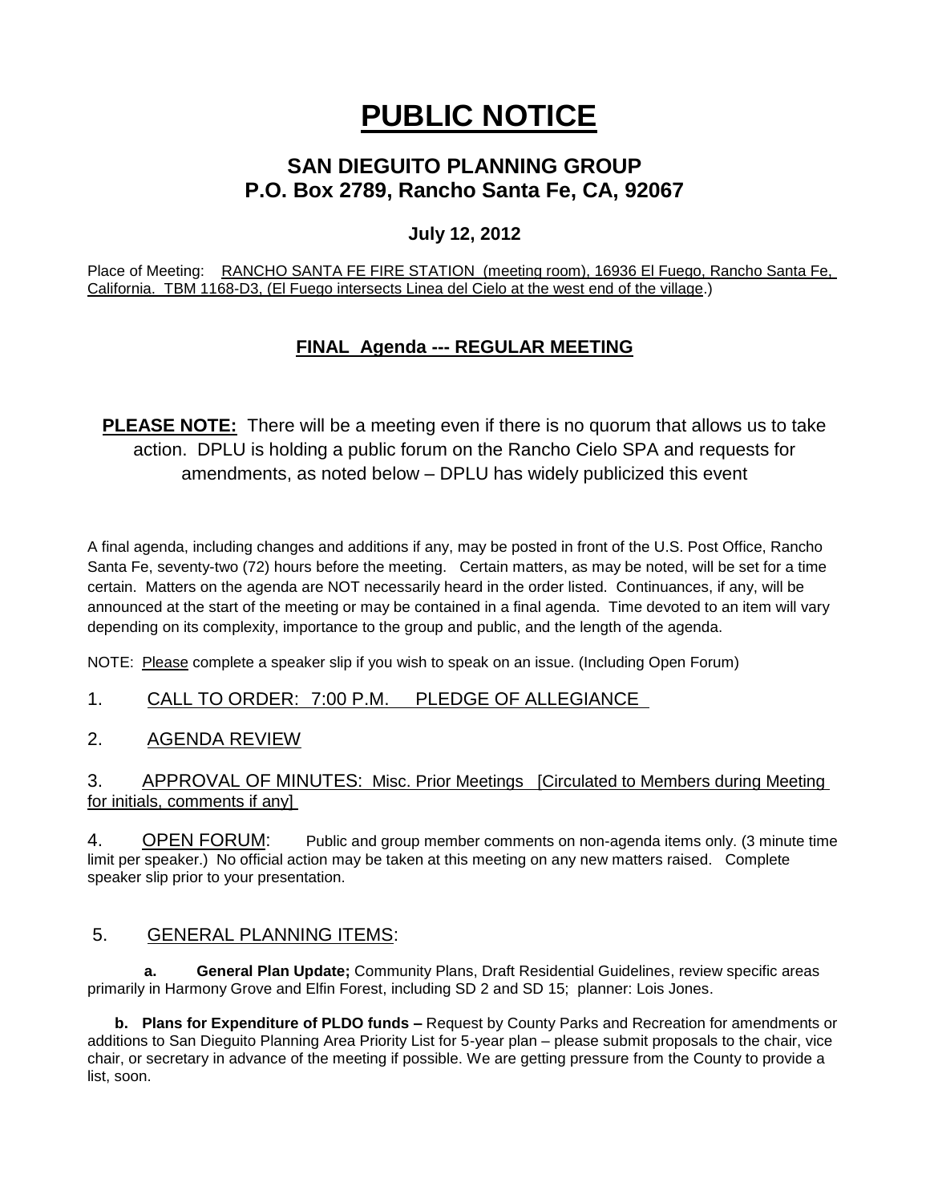# PUBLIC NOTICE

## SAN DIEGUITO PLANNING GROUP
## P.O. Box 2789, Rancho Santa Fe, CA, 92067

### July 12, 2012

Place of Meeting: RANCHO SANTA FE FIRE STATION (meeting room), 16936 El Fuego, Rancho Santa Fe, California. TBM 1168-D3, (El Fuego intersects Linea del Cielo at the west end of the village.)

### FINAL Agenda --- REGULAR MEETING

**PLEASE NOTE:** There will be a meeting even if there is no quorum that allows us to take action. DPLU is holding a public forum on the Rancho Cielo SPA and requests for amendments, as noted below – DPLU has widely publicized this event

A final agenda, including changes and additions if any, may be posted in front of the U.S. Post Office, Rancho Santa Fe, seventy-two (72) hours before the meeting. Certain matters, as may be noted, will be set for a time certain. Matters on the agenda are NOT necessarily heard in the order listed. Continuances, if any, will be announced at the start of the meeting or may be contained in a final agenda. Time devoted to an item will vary depending on its complexity, importance to the group and public, and the length of the agenda.

NOTE: Please complete a speaker slip if you wish to speak on an issue. (Including Open Forum)

1. CALL TO ORDER: 7:00 P.M. PLEDGE OF ALLEGIANCE

2. AGENDA REVIEW

3. APPROVAL OF MINUTES: Misc. Prior Meetings [Circulated to Members during Meeting for initials, comments if any]

4. OPEN FORUM: Public and group member comments on non-agenda items only. (3 minute time limit per speaker.) No official action may be taken at this meeting on any new matters raised. Complete speaker slip prior to your presentation.

5. GENERAL PLANNING ITEMS:

   a. **General Plan Update;** Community Plans, Draft Residential Guidelines, review specific areas primarily in Harmony Grove and Elfin Forest, including SD 2 and SD 15; planner: Lois Jones.

   b. **Plans for Expenditure of PLDO funds –** Request by County Parks and Recreation for amendments or additions to San Dieguito Planning Area Priority List for 5-year plan – please submit proposals to the chair, vice chair, or secretary in advance of the meeting if possible. We are getting pressure from the County to provide a list, soon.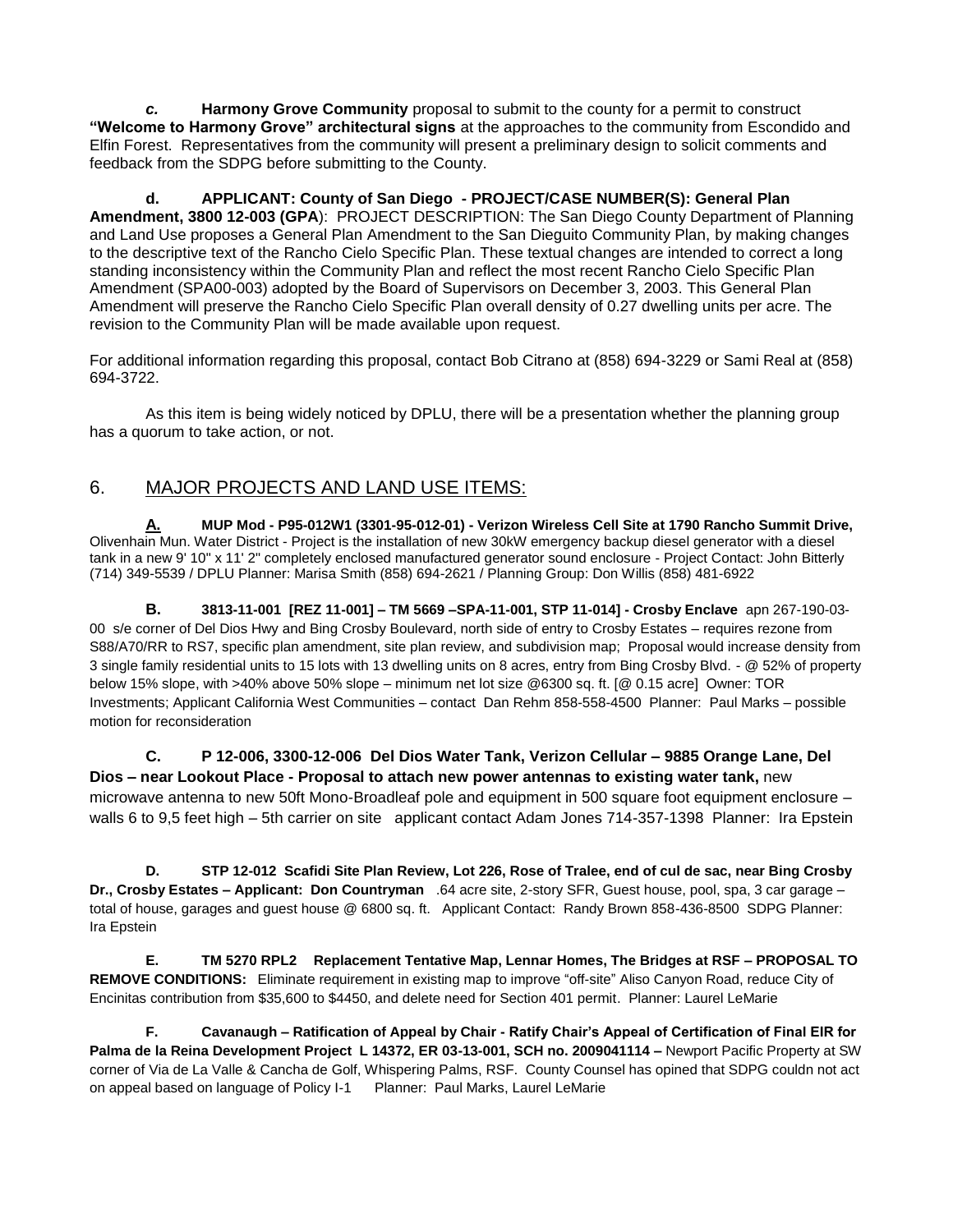***c.*** **Harmony Grove Community** proposal to submit to the county for a permit to construct **"Welcome to Harmony Grove" architectural signs** at the approaches to the community from Escondido and Elfin Forest. Representatives from the community will present a preliminary design to solicit comments and feedback from the SDPG before submitting to the County.

**d. APPLICANT: County of San Diego - PROJECT/CASE NUMBER(S): General Plan Amendment, 3800 12-003 (GPA**): PROJECT DESCRIPTION: The San Diego County Department of Planning and Land Use proposes a General Plan Amendment to the San Dieguito Community Plan, by making changes to the descriptive text of the Rancho Cielo Specific Plan. These textual changes are intended to correct a long standing inconsistency within the Community Plan and reflect the most recent Rancho Cielo Specific Plan Amendment (SPA00-003) adopted by the Board of Supervisors on December 3, 2003. This General Plan Amendment will preserve the Rancho Cielo Specific Plan overall density of 0.27 dwelling units per acre. The revision to the Community Plan will be made available upon request.

For additional information regarding this proposal, contact Bob Citrano at (858) 694-3229 or Sami Real at (858) 694-3722.

As this item is being widely noticed by DPLU, there will be a presentation whether the planning group has a quorum to take action, or not.

## 6. MAJOR PROJECTS AND LAND USE ITEMS:

**A. MUP Mod - P95-012W1 (3301-95-012-01) - Verizon Wireless Cell Site at 1790 Rancho Summit Drive,** Olivenhain Mun. Water District - Project is the installation of new 30kW emergency backup diesel generator with a diesel tank in a new 9' 10" x 11' 2" completely enclosed manufactured generator sound enclosure - Project Contact: John Bitterly (714) 349-5539 / DPLU Planner: Marisa Smith (858) 694-2621 / Planning Group: Don Willis (858) 481-6922

**B. 3813-11-001 [REZ 11-001] – TM 5669 –SPA-11-001, STP 11-014] - Crosby Enclave** apn 267-190-03-00 s/e corner of Del Dios Hwy and Bing Crosby Boulevard, north side of entry to Crosby Estates – requires rezone from S88/A70/RR to RS7, specific plan amendment, site plan review, and subdivision map; Proposal would increase density from 3 single family residential units to 15 lots with 13 dwelling units on 8 acres, entry from Bing Crosby Blvd. - @ 52% of property below 15% slope, with >40% above 50% slope – minimum net lot size @6300 sq. ft. [@ 0.15 acre] Owner: TOR Investments; Applicant California West Communities – contact Dan Rehm 858-558-4500 Planner: Paul Marks – possible motion for reconsideration

**C. P 12-006, 3300-12-006 Del Dios Water Tank, Verizon Cellular – 9885 Orange Lane, Del Dios – near Lookout Place - Proposal to attach new power antennas to existing water tank,** new microwave antenna to new 50ft Mono-Broadleaf pole and equipment in 500 square foot equipment enclosure – walls 6 to 9,5 feet high – 5th carrier on site applicant contact Adam Jones 714-357-1398 Planner: Ira Epstein

**D. STP 12-012 Scafidi Site Plan Review, Lot 226, Rose of Tralee, end of cul de sac, near Bing Crosby Dr., Crosby Estates – Applicant: Don Countryman** .64 acre site, 2-story SFR, Guest house, pool, spa, 3 car garage – total of house, garages and guest house @ 6800 sq. ft. Applicant Contact: Randy Brown 858-436-8500 SDPG Planner: Ira Epstein

**E. TM 5270 RPL2 Replacement Tentative Map, Lennar Homes, The Bridges at RSF – PROPOSAL TO REMOVE CONDITIONS:** Eliminate requirement in existing map to improve "off-site" Aliso Canyon Road, reduce City of Encinitas contribution from $35,600 to $4450, and delete need for Section 401 permit. Planner: Laurel LeMarie

**F. Cavanaugh – Ratification of Appeal by Chair - Ratify Chair's Appeal of Certification of Final EIR for Palma de la Reina Development Project L 14372, ER 03-13-001, SCH no. 2009041114 –** Newport Pacific Property at SW corner of Via de La Valle & Cancha de Golf, Whispering Palms, RSF. County Counsel has opined that SDPG couldn not act on appeal based on language of Policy I-1 Planner: Paul Marks, Laurel LeMarie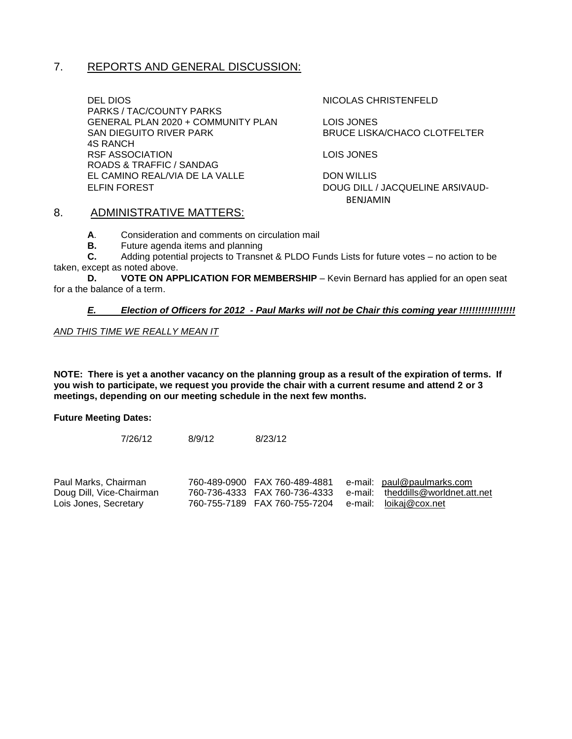## 7. REPORTS AND GENERAL DISCUSSION:

| | |
|---|---|
| DEL DIOS | NICOLAS CHRISTENFELD |
| PARKS / TAC/COUNTY PARKS | |
| GENERAL PLAN 2020 + COMMUNITY PLAN | LOIS JONES |
| SAN DIEGUITO RIVER PARK | BRUCE LISKA/CHACO CLOTFELTER |
| 4S RANCH | |
| RSF ASSOCIATION | LOIS JONES |
| ROADS & TRAFFIC / SANDAG | |
| EL CAMINO REAL/VIA DE LA VALLE | DON WILLIS |
| ELFIN FOREST | DOUG DILL / JACQUELINE ARSIVAUD-BENJAMIN |

## 8. ADMINISTRATIVE MATTERS:

**A**. Consideration and comments on circulation mail

**B.** Future agenda items and planning

**C.** Adding potential projects to Transnet & PLDO Funds Lists for future votes – no action to be taken, except as noted above.

**D. VOTE ON APPLICATION FOR MEMBERSHIP** – Kevin Bernard has applied for an open seat for a the balance of a term.

***E. Election of Officers for 2012 - Paul Marks will not be Chair this coming year !!!!!!!!!!!!!!!!!***

*AND THIS TIME WE REALLY MEAN IT*

**NOTE: There is yet a another vacancy on the planning group as a result of the expiration of terms. If you wish to participate, we request you provide the chair with a current resume and attend 2 or 3 meetings, depending on our meeting schedule in the next few months.**

**Future Meeting Dates:**

7/26/12 8/9/12 8/23/12

| | | | |
|---|---|---|---|
| Paul Marks, Chairman | 760-489-0900 | FAX 760-489-4881 | e-mail: paul@paulmarks.com |
| Doug Dill, Vice-Chairman | 760-736-4333 | FAX 760-736-4333 | e-mail: theddills@worldnet.att.net |
| Lois Jones, Secretary | 760-755-7189 | FAX 760-755-7204 | e-mail: loikaj@cox.net |